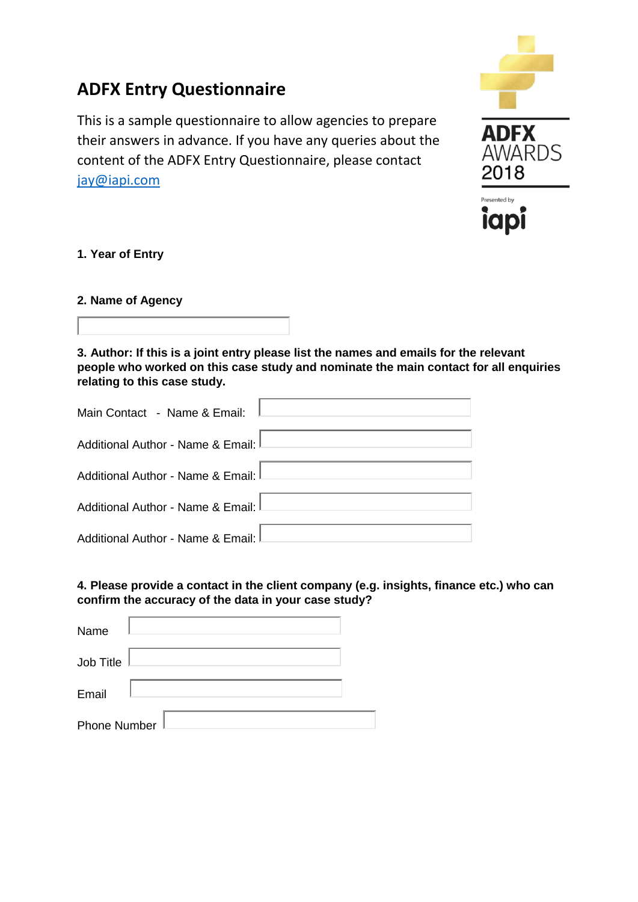# ADFX Entry Questionnaire

This is a sample questionnaire to allow agencies to prepare their answers in advance. If you have any queries about the content of the ADFX Entry Questionnaire, please contact jay@iapi.com

ADFX AWARDS 2018

Presented by iapi

**1. Year of Entry**

**2. Name of Agency**

**3. Author: If this is a joint entry please list the names and emails for the relevant people who worked on this case study and nominate the main contact for all enquiries relating to this case study.**

Main Contact - Name & Email:

Additional Author - Name & Email:

Additional Author - Name & Email:

Additional Author - Name & Email:

Additional Author - Name & Email:

**4. Please provide a contact in the client company (e.g. insights, finance etc.) who can confirm the accuracy of the data in your case study?**

Name

Job Title

Email

Phone Number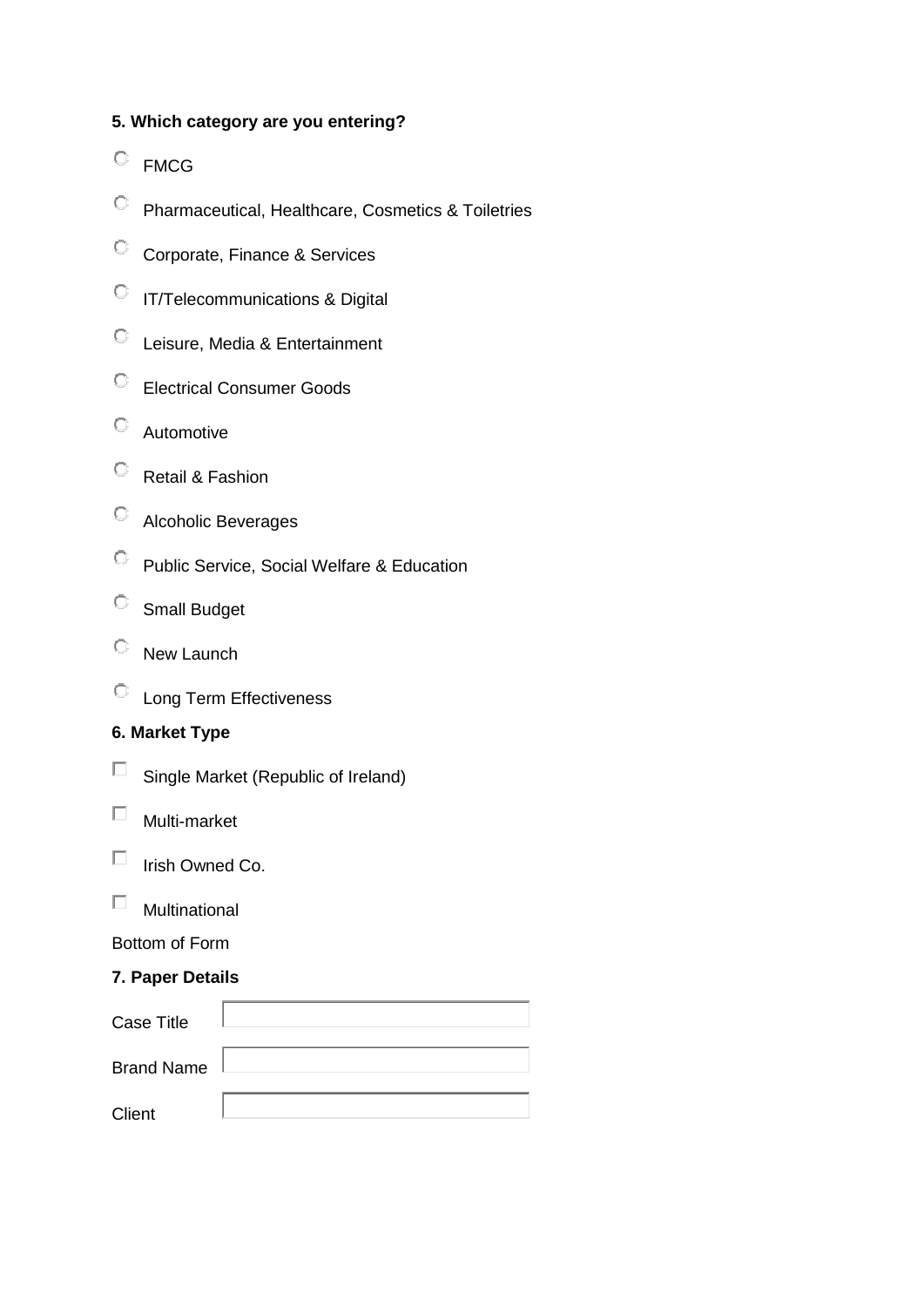**5. Which category are you entering?**

- FMCG
- Pharmaceutical, Healthcare, Cosmetics & Toiletries
- Corporate, Finance & Services
- IT/Telecommunications & Digital
- Leisure, Media & Entertainment
- Electrical Consumer Goods
- Automotive
- Retail & Fashion
- Alcoholic Beverages
- Public Service, Social Welfare & Education
- Small Budget
- New Launch
- Long Term Effectiveness

**6. Market Type**

- Single Market (Republic of Ireland)
- Multi-market
- Irish Owned Co.
- Multinational

Bottom of Form

**7. Paper Details**

Case Title

Brand Name

Client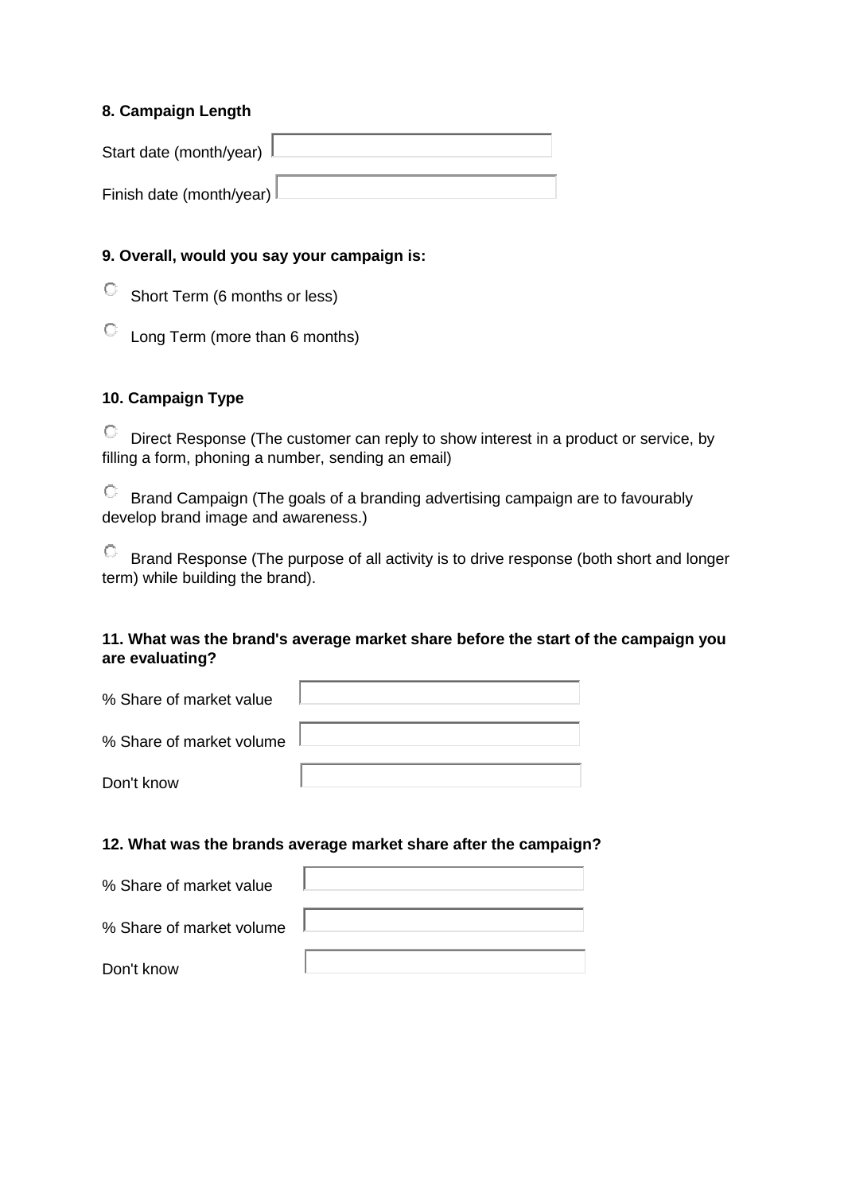**8. Campaign Length**

Start date (month/year)

Finish date (month/year)

**9. Overall, would you say your campaign is:**

- Short Term (6 months or less)
- Long Term (more than 6 months)

**10. Campaign Type**

- Direct Response (The customer can reply to show interest in a product or service, by filling a form, phoning a number, sending an email)
- Brand Campaign (The goals of a branding advertising campaign are to favourably develop brand image and awareness.)
- Brand Response (The purpose of all activity is to drive response (both short and longer term) while building the brand).

**11. What was the brand's average market share before the start of the campaign you are evaluating?**

% Share of market value

% Share of market volume

Don't know

**12. What was the brands average market share after the campaign?**

% Share of market value

% Share of market volume

Don't know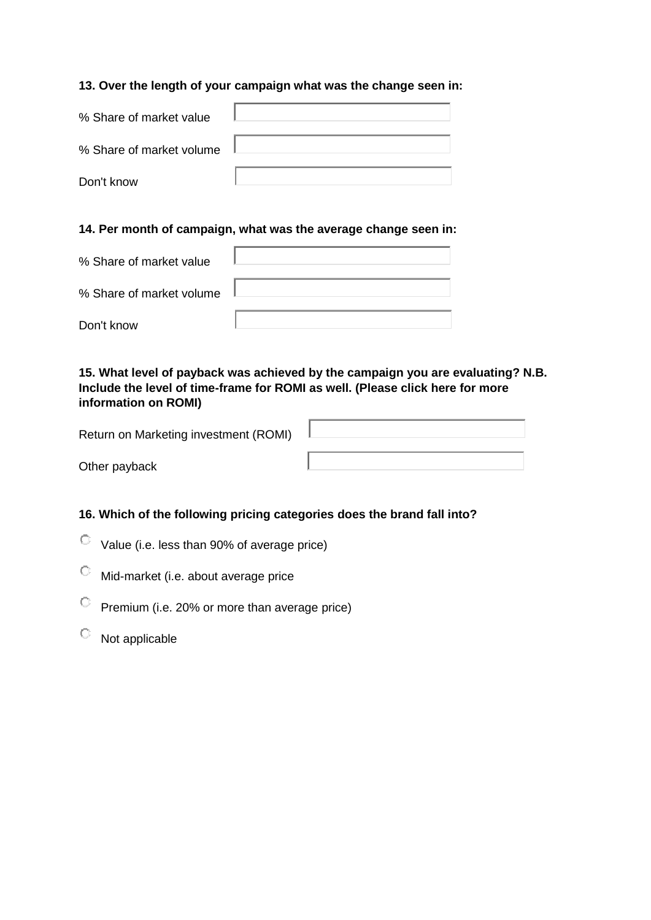**13. Over the length of your campaign what was the change seen in:**

% Share of market value

% Share of market volume

Don't know

**14. Per month of campaign, what was the average change seen in:**

% Share of market value

% Share of market volume

Don't know

**15. What level of payback was achieved by the campaign you are evaluating? N.B. Include the level of time-frame for ROMI as well. (Please click here for more information on ROMI)**

Return on Marketing investment (ROMI)

Other payback

**16. Which of the following pricing categories does the brand fall into?**

- Value (i.e. less than 90% of average price)
- Mid-market (i.e. about average price
- Premium (i.e. 20% or more than average price)
- Not applicable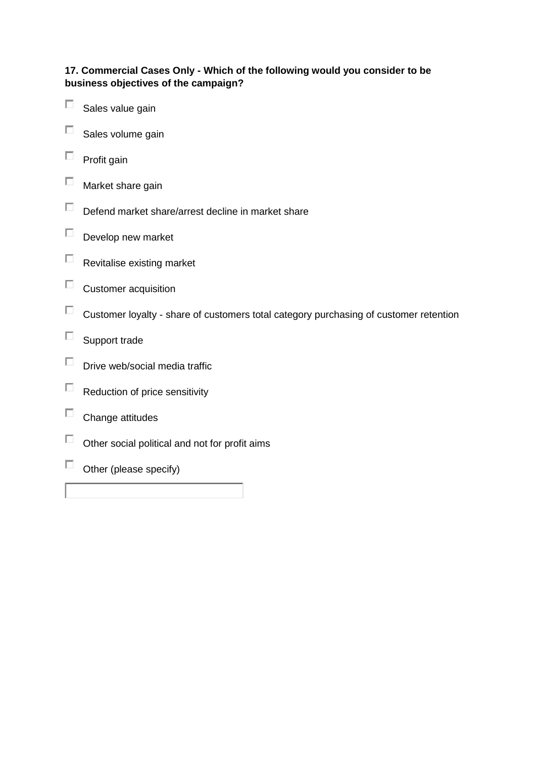**17. Commercial Cases Only - Which of the following would you consider to be business objectives of the campaign?**

- [ ] Sales value gain
- [ ] Sales volume gain
- [ ] Profit gain
- [ ] Market share gain
- [ ] Defend market share/arrest decline in market share
- [ ] Develop new market
- [ ] Revitalise existing market
- [ ] Customer acquisition
- [ ] Customer loyalty - share of customers total category purchasing of customer retention
- [ ] Support trade
- [ ] Drive web/social media traffic
- [ ] Reduction of price sensitivity
- [ ] Change attitudes
- [ ] Other social political and not for profit aims
- [ ] Other (please specify)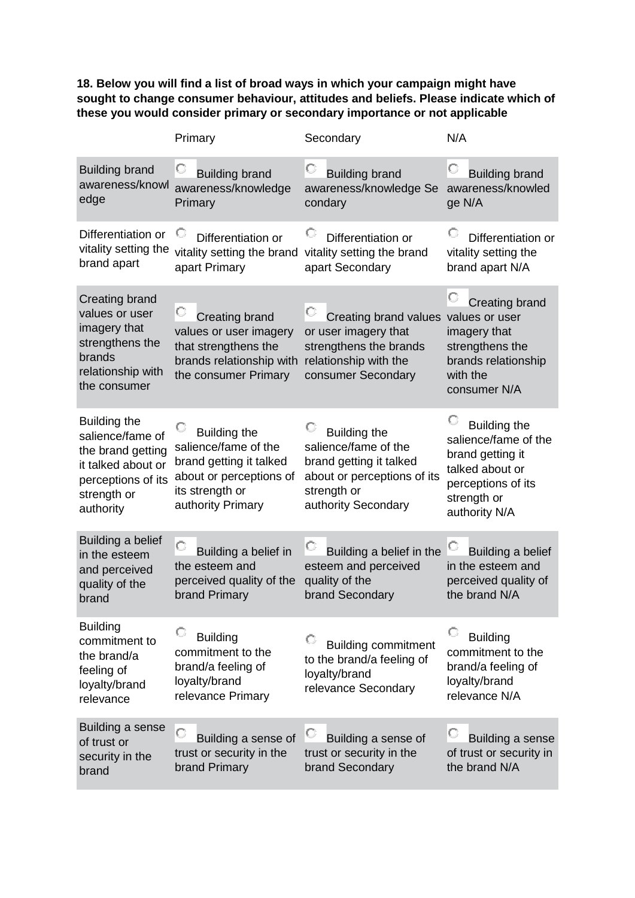**18. Below you will find a list of broad ways in which your campaign might have sought to change consumer behaviour, attitudes and beliefs. Please indicate which of these you would consider primary or secondary importance or not applicable**

| | Primary | Secondary | N/A |
|---|---|---|---|
| Building brand awareness/knowledge | Building brand awareness/knowledge Primary | Building brand awareness/knowledge Secondary | Building brand awareness/knowledge N/A |
| Differentiation or vitality setting the brand apart | Differentiation or vitality setting the brand apart Primary | Differentiation or vitality setting the brand apart Secondary | Differentiation or vitality setting the brand apart N/A |
| Creating brand values or user imagery that strengthens the brands relationship with the consumer | Creating brand values or user imagery that strengthens the brands relationship with the consumer Primary | Creating brand values or user imagery that strengthens the brands relationship with the consumer Secondary | Creating brand values or user imagery that strengthens the brands relationship with the consumer N/A |
| Building the salience/fame of the brand getting it talked about or perceptions of its strength or authority | Building the salience/fame of the brand getting it talked about or perceptions of its strength or authority Primary | Building the salience/fame of the brand getting it talked about or perceptions of its strength or authority Secondary | Building the salience/fame of the brand getting it talked about or perceptions of its strength or authority N/A |
| Building a belief in the esteem and perceived quality of the brand | Building a belief in the esteem and perceived quality of the brand Primary | Building a belief in the esteem and perceived quality of the brand Secondary | Building a belief in the esteem and perceived quality of the brand N/A |
| Building commitment to the brand/a feeling of loyalty/brand relevance | Building commitment to the brand/a feeling of loyalty/brand relevance Primary | Building commitment to the brand/a feeling of loyalty/brand relevance Secondary | Building commitment to the brand/a feeling of loyalty/brand relevance N/A |
| Building a sense of trust or security in the brand | Building a sense of trust or security in the brand Primary | Building a sense of trust or security in the brand Secondary | Building a sense of trust or security in the brand N/A |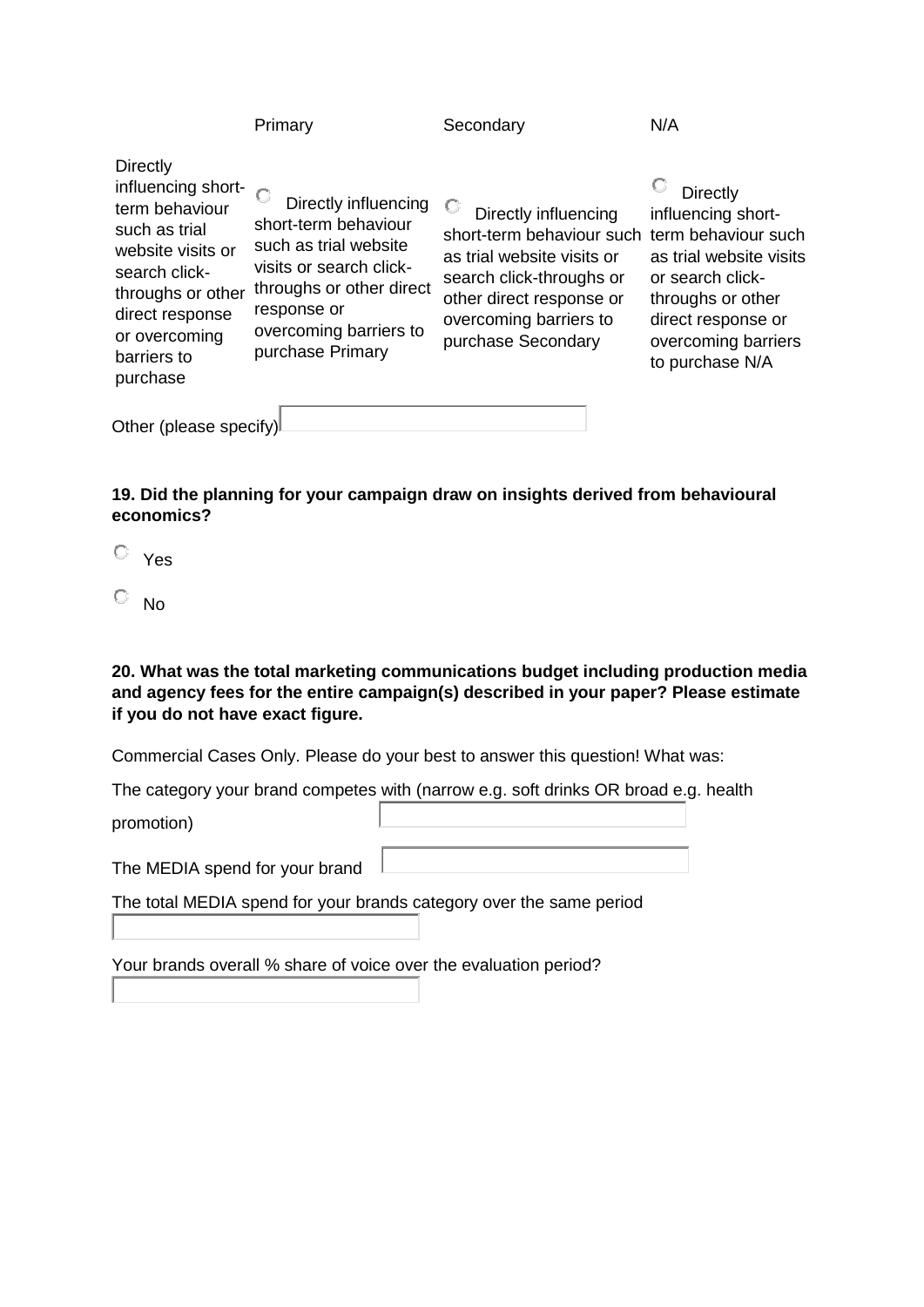| | Primary | Secondary | N/A |
|---|---|---|---|
| Directly influencing short-term behaviour such as trial website visits or search click-throughs or other direct response or overcoming barriers to purchase | ○ Directly influencing short-term behaviour such as trial website visits or search click-throughs or other direct response or overcoming barriers to purchase Primary | ○ Directly influencing short-term behaviour such as trial website visits or search click-throughs or other direct response or overcoming barriers to purchase Secondary | ○ Directly influencing short-term behaviour such as trial website visits or search click-throughs or other direct response or overcoming barriers to purchase N/A |

Other (please specify)

**19. Did the planning for your campaign draw on insights derived from behavioural economics?**

○ Yes

○ No

**20. What was the total marketing communications budget including production media and agency fees for the entire campaign(s) described in your paper? Please estimate if you do not have exact figure.**

Commercial Cases Only. Please do your best to answer this question! What was:

The category your brand competes with (narrow e.g. soft drinks OR broad e.g. health promotion)

The MEDIA spend for your brand

The total MEDIA spend for your brands category over the same period

Your brands overall % share of voice over the evaluation period?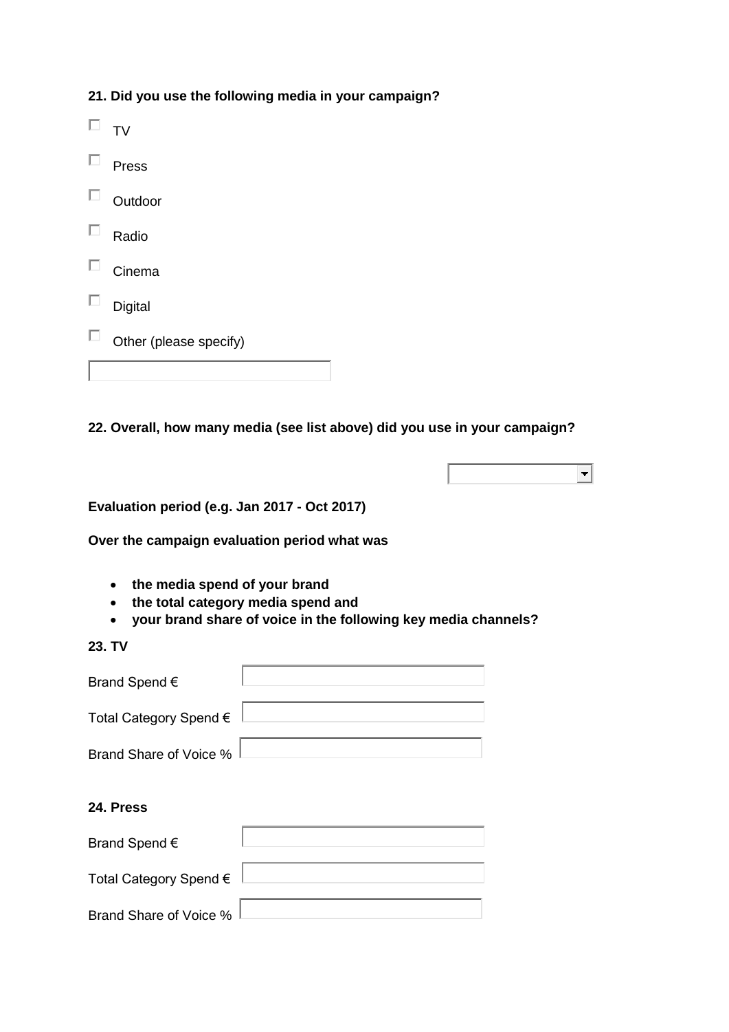**21. Did you use the following media in your campaign?**

- ☐ TV
- ☐ Press
- ☐ Outdoor
- ☐ Radio
- ☐ Cinema
- ☐ Digital
- ☐ Other (please specify)

**22. Overall, how many media (see list above) did you use in your campaign?**

**Evaluation period (e.g. Jan 2017 - Oct 2017)**

**Over the campaign evaluation period what was**

- **the media spend of your brand**
- **the total category media spend and**
- **your brand share of voice in the following key media channels?**

**23. TV**

Brand Spend €

Total Category Spend €

Brand Share of Voice %

**24. Press**

Brand Spend €

Total Category Spend €

Brand Share of Voice %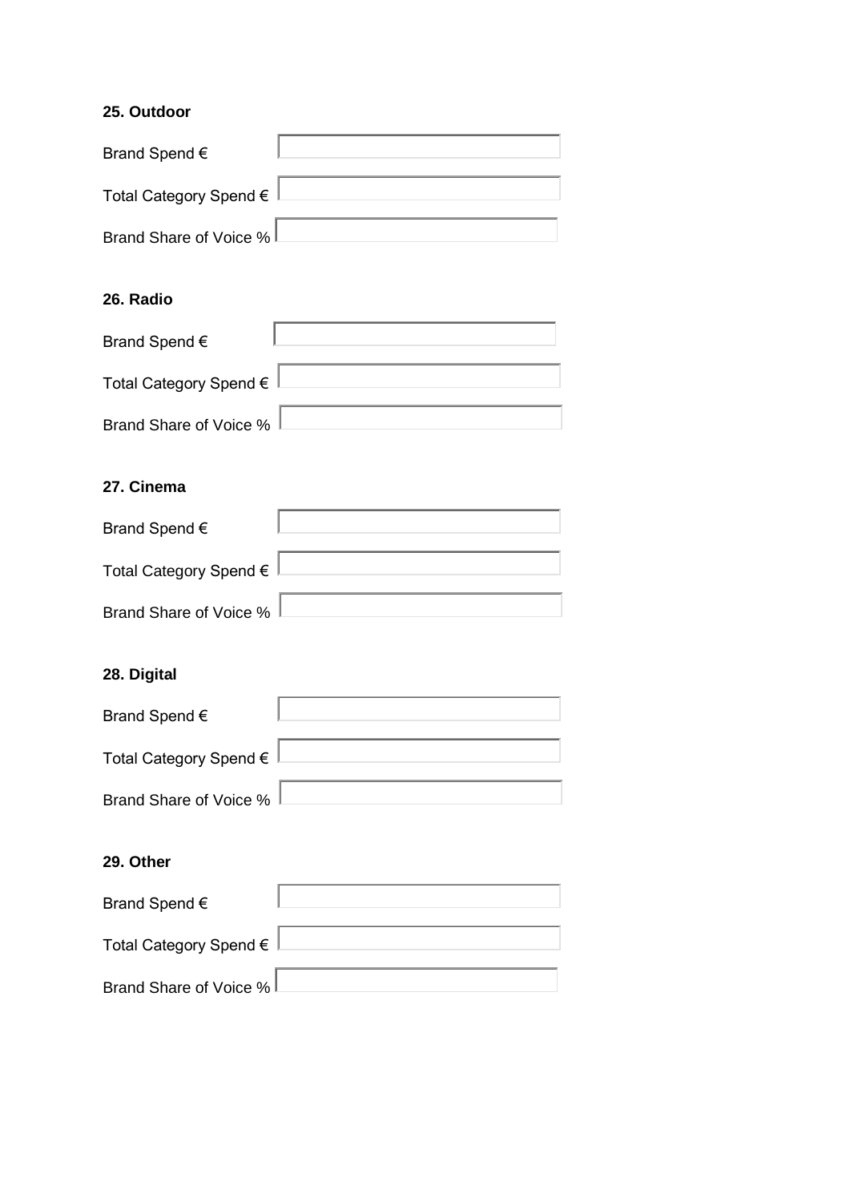**25. Outdoor**

Brand Spend €

Total Category Spend €

Brand Share of Voice %

**26. Radio**

Brand Spend €

Total Category Spend €

Brand Share of Voice %

**27. Cinema**

Brand Spend €

Total Category Spend €

Brand Share of Voice %

**28. Digital**

Brand Spend €

Total Category Spend €

Brand Share of Voice %

**29. Other**

Brand Spend €

Total Category Spend €

Brand Share of Voice %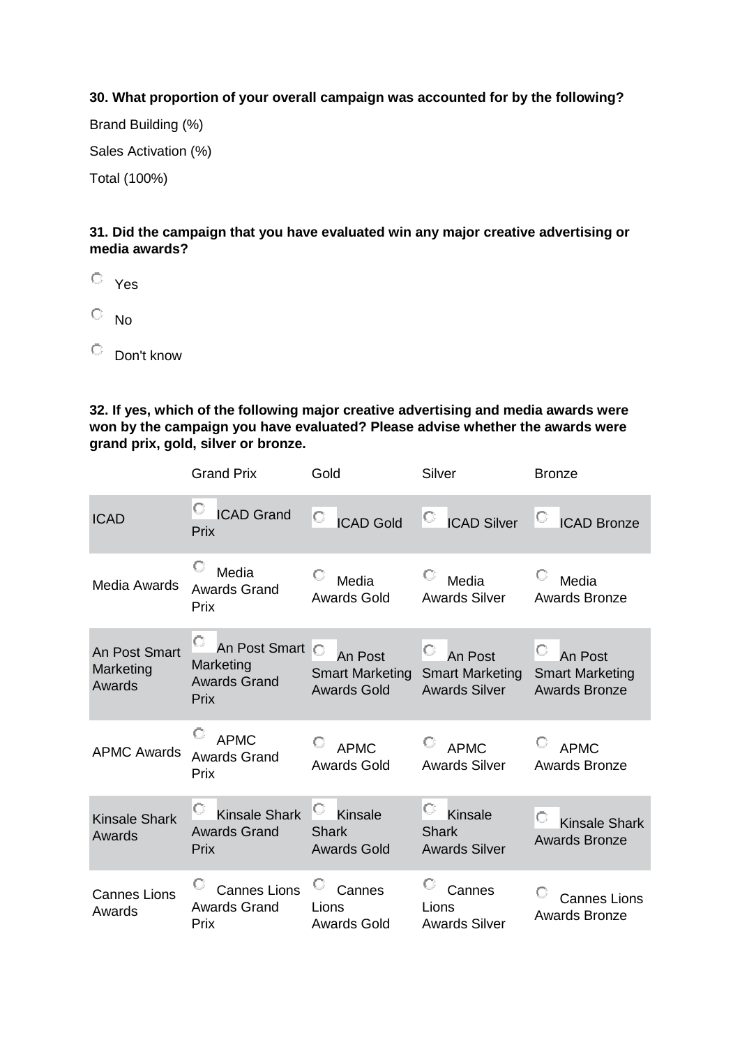**30. What proportion of your overall campaign was accounted for by the following?**

Brand Building (%)

Sales Activation (%)

Total (100%)

**31. Did the campaign that you have evaluated win any major creative advertising or media awards?**

- Yes
- No
- Don't know

**32. If yes, which of the following major creative advertising and media awards were won by the campaign you have evaluated? Please advise whether the awards were grand prix, gold, silver or bronze.**

| | Grand Prix | Gold | Silver | Bronze |
|---|---|---|---|---|
| ICAD | ICAD Grand Prix | ICAD Gold | ICAD Silver | ICAD Bronze |
| Media Awards | Media Awards Grand Prix | Media Awards Gold | Media Awards Silver | Media Awards Bronze |
| An Post Smart Marketing Awards | An Post Smart Marketing Awards Grand Prix | An Post Smart Marketing Awards Gold | An Post Smart Marketing Awards Silver | An Post Smart Marketing Awards Bronze |
| APMC Awards | APMC Awards Grand Prix | APMC Awards Gold | APMC Awards Silver | APMC Awards Bronze |
| Kinsale Shark Awards | Kinsale Shark Awards Grand Prix | Kinsale Shark Awards Gold | Kinsale Shark Awards Silver | Kinsale Shark Awards Bronze |
| Cannes Lions Awards | Cannes Lions Awards Grand Prix | Cannes Lions Awards Gold | Cannes Lions Awards Silver | Cannes Lions Awards Bronze |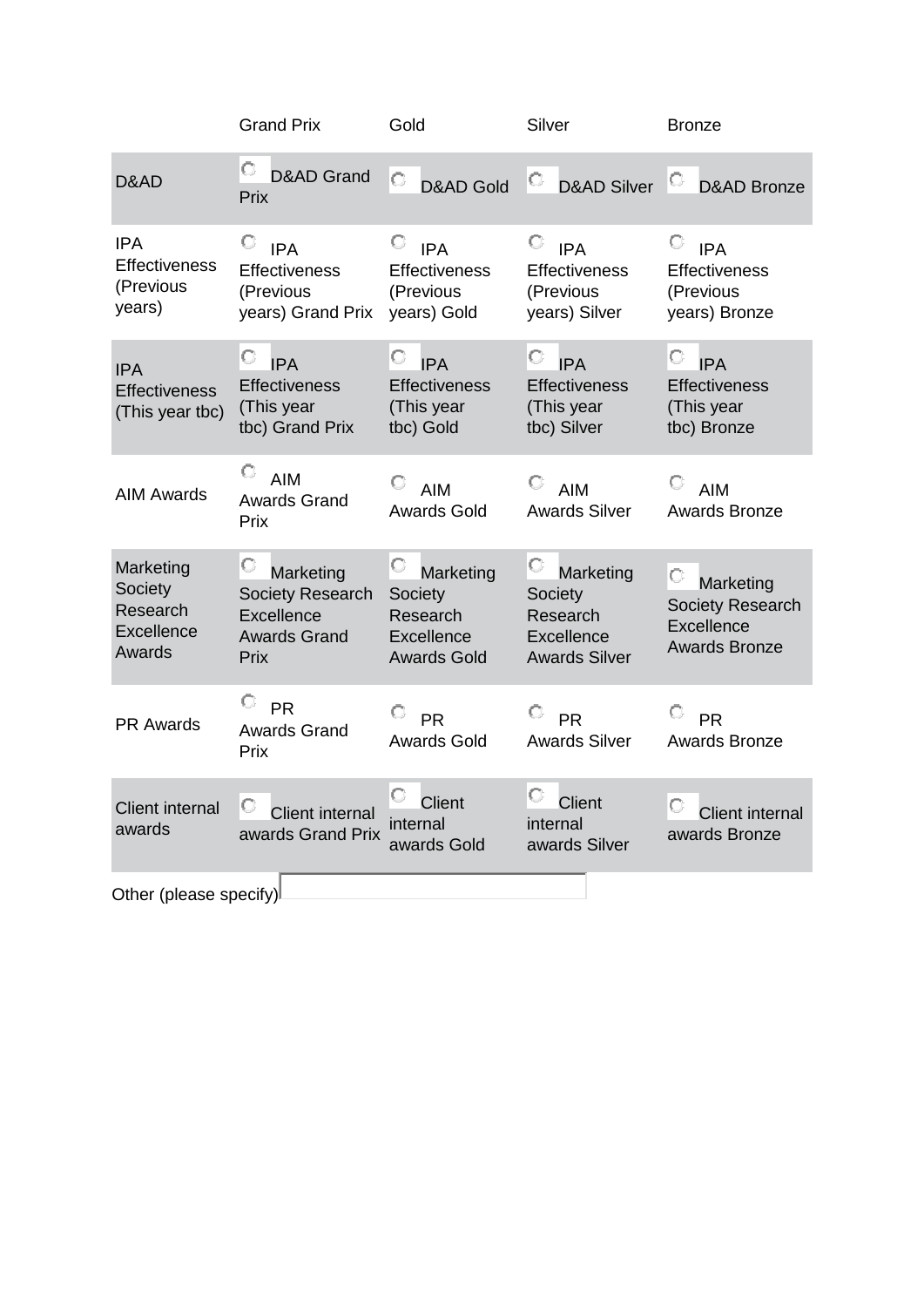| | Grand Prix | Gold | Silver | Bronze |
|---|---|---|---|---|
| D&AD | D&AD Grand Prix | D&AD Gold | D&AD Silver | D&AD Bronze |
| IPA Effectiveness (Previous years) | IPA Effectiveness (Previous years) Grand Prix | IPA Effectiveness (Previous years) Gold | IPA Effectiveness (Previous years) Silver | IPA Effectiveness (Previous years) Bronze |
| IPA Effectiveness (This year tbc) | IPA Effectiveness (This year tbc) Grand Prix | IPA Effectiveness (This year tbc) Gold | IPA Effectiveness (This year tbc) Silver | IPA Effectiveness (This year tbc) Bronze |
| AIM Awards | AIM Awards Grand Prix | AIM Awards Gold | AIM Awards Silver | AIM Awards Bronze |
| Marketing Society Research Excellence Awards | Marketing Society Research Excellence Awards Grand Prix | Marketing Society Research Excellence Awards Gold | Marketing Society Research Excellence Awards Silver | Marketing Society Research Excellence Awards Bronze |
| PR Awards | PR Awards Grand Prix | PR Awards Gold | PR Awards Silver | PR Awards Bronze |
| Client internal awards | Client internal awards Grand Prix | Client internal awards Gold | Client internal awards Silver | Client internal awards Bronze |

Other (please specify)